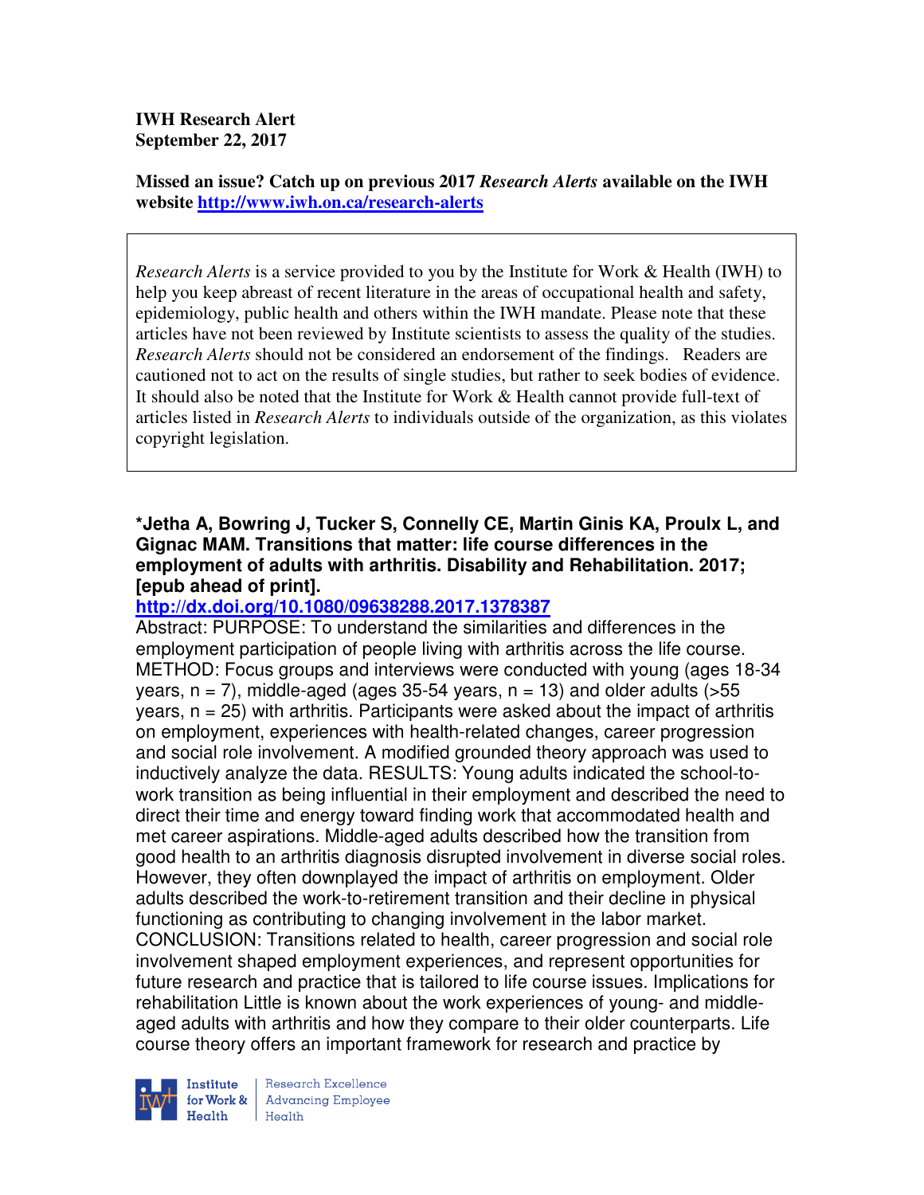**IWH Research Alert**
**September 22, 2017**

**Missed an issue? Catch up on previous 2017 *Research Alerts* available on the IWH website http://www.iwh.on.ca/research-alerts**

*Research Alerts* is a service provided to you by the Institute for Work & Health (IWH) to help you keep abreast of recent literature in the areas of occupational health and safety, epidemiology, public health and others within the IWH mandate. Please note that these articles have not been reviewed by Institute scientists to assess the quality of the studies. *Research Alerts* should not be considered an endorsement of the findings. Readers are cautioned not to act on the results of single studies, but rather to seek bodies of evidence. It should also be noted that the Institute for Work & Health cannot provide full-text of articles listed in *Research Alerts* to individuals outside of the organization, as this violates copyright legislation.

**\*Jetha A, Bowring J, Tucker S, Connelly CE, Martin Ginis KA, Proulx L, and Gignac MAM. Transitions that matter: life course differences in the employment of adults with arthritis. Disability and Rehabilitation. 2017; [epub ahead of print].**

**http://dx.doi.org/10.1080/09638288.2017.1378387**

Abstract: PURPOSE: To understand the similarities and differences in the employment participation of people living with arthritis across the life course. METHOD: Focus groups and interviews were conducted with young (ages 18-34 years, n = 7), middle-aged (ages 35-54 years, n = 13) and older adults (>55 years, n = 25) with arthritis. Participants were asked about the impact of arthritis on employment, experiences with health-related changes, career progression and social role involvement. A modified grounded theory approach was used to inductively analyze the data. RESULTS: Young adults indicated the school-to-work transition as being influential in their employment and described the need to direct their time and energy toward finding work that accommodated health and met career aspirations. Middle-aged adults described how the transition from good health to an arthritis diagnosis disrupted involvement in diverse social roles. However, they often downplayed the impact of arthritis on employment. Older adults described the work-to-retirement transition and their decline in physical functioning as contributing to changing involvement in the labor market. CONCLUSION: Transitions related to health, career progression and social role involvement shaped employment experiences, and represent opportunities for future research and practice that is tailored to life course issues. Implications for rehabilitation Little is known about the work experiences of young- and middle-aged adults with arthritis and how they compare to their older counterparts. Life course theory offers an important framework for research and practice by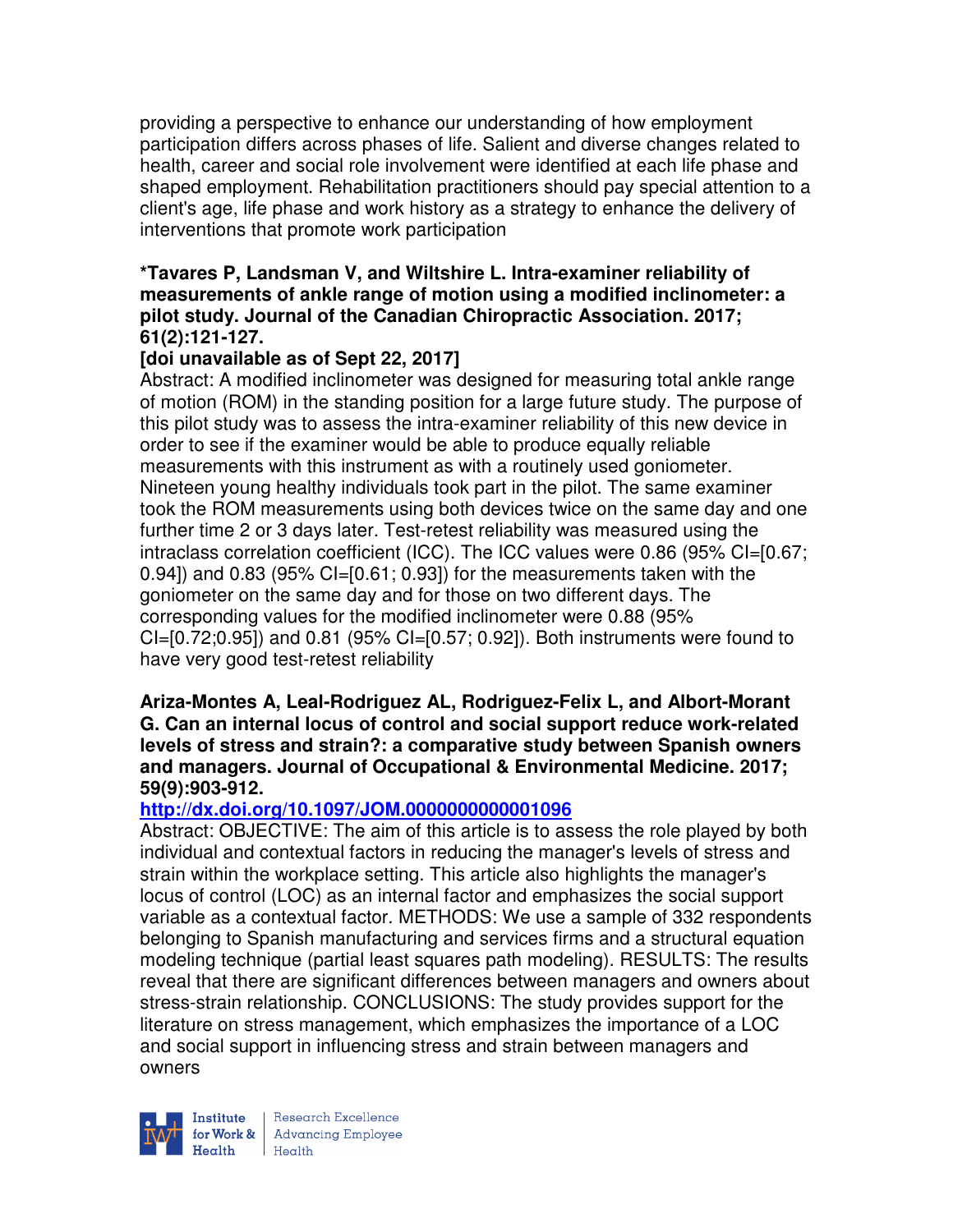providing a perspective to enhance our understanding of how employment participation differs across phases of life. Salient and diverse changes related to health, career and social role involvement were identified at each life phase and shaped employment. Rehabilitation practitioners should pay special attention to a client's age, life phase and work history as a strategy to enhance the delivery of interventions that promote work participation

**\*Tavares P, Landsman V, and Wiltshire L. Intra-examiner reliability of measurements of ankle range of motion using a modified inclinometer: a pilot study. Journal of the Canadian Chiropractic Association. 2017; 61(2):121-127.**

**[doi unavailable as of Sept 22, 2017]**

Abstract: A modified inclinometer was designed for measuring total ankle range of motion (ROM) in the standing position for a large future study. The purpose of this pilot study was to assess the intra-examiner reliability of this new device in order to see if the examiner would be able to produce equally reliable measurements with this instrument as with a routinely used goniometer. Nineteen young healthy individuals took part in the pilot. The same examiner took the ROM measurements using both devices twice on the same day and one further time 2 or 3 days later. Test-retest reliability was measured using the intraclass correlation coefficient (ICC). The ICC values were 0.86 (95% CI=[0.67; 0.94]) and 0.83 (95% CI=[0.61; 0.93]) for the measurements taken with the goniometer on the same day and for those on two different days. The corresponding values for the modified inclinometer were 0.88 (95% CI=[0.72;0.95]) and 0.81 (95% CI=[0.57; 0.92]). Both instruments were found to have very good test-retest reliability

**Ariza-Montes A, Leal-Rodriguez AL, Rodriguez-Felix L, and Albort-Morant G. Can an internal locus of control and social support reduce work-related levels of stress and strain?: a comparative study between Spanish owners and managers. Journal of Occupational & Environmental Medicine. 2017; 59(9):903-912.**

**http://dx.doi.org/10.1097/JOM.0000000000001096**

Abstract: OBJECTIVE: The aim of this article is to assess the role played by both individual and contextual factors in reducing the manager's levels of stress and strain within the workplace setting. This article also highlights the manager's locus of control (LOC) as an internal factor and emphasizes the social support variable as a contextual factor. METHODS: We use a sample of 332 respondents belonging to Spanish manufacturing and services firms and a structural equation modeling technique (partial least squares path modeling). RESULTS: The results reveal that there are significant differences between managers and owners about stress-strain relationship. CONCLUSIONS: The study provides support for the literature on stress management, which emphasizes the importance of a LOC and social support in influencing stress and strain between managers and owners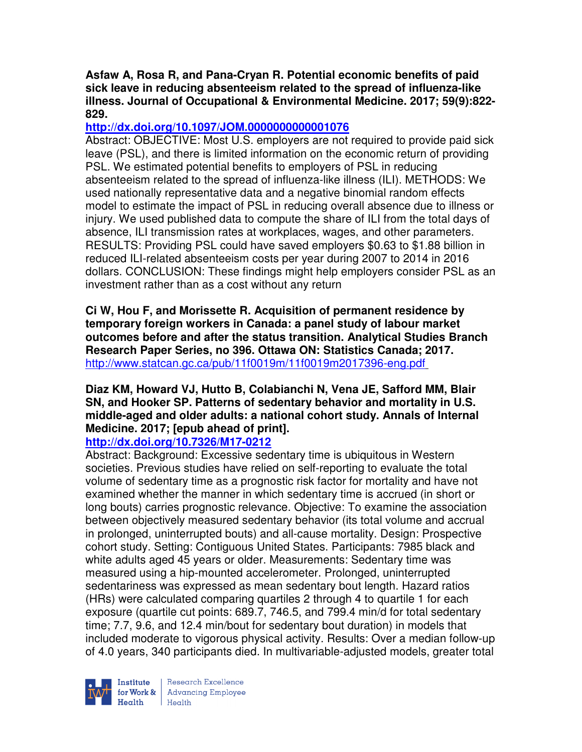**Asfaw A, Rosa R, and Pana-Cryan R. Potential economic benefits of paid sick leave in reducing absenteeism related to the spread of influenza-like illness. Journal of Occupational & Environmental Medicine. 2017; 59(9):822-829.**

**http://dx.doi.org/10.1097/JOM.0000000000001076**

Abstract: OBJECTIVE: Most U.S. employers are not required to provide paid sick leave (PSL), and there is limited information on the economic return of providing PSL. We estimated potential benefits to employers of PSL in reducing absenteeism related to the spread of influenza-like illness (ILI). METHODS: We used nationally representative data and a negative binomial random effects model to estimate the impact of PSL in reducing overall absence due to illness or injury. We used published data to compute the share of ILI from the total days of absence, ILI transmission rates at workplaces, wages, and other parameters. RESULTS: Providing PSL could have saved employers $0.63 to $1.88 billion in reduced ILI-related absenteeism costs per year during 2007 to 2014 in 2016 dollars. CONCLUSION: These findings might help employers consider PSL as an investment rather than as a cost without any return

**Ci W, Hou F, and Morissette R. Acquisition of permanent residence by temporary foreign workers in Canada: a panel study of labour market outcomes before and after the status transition. Analytical Studies Branch Research Paper Series, no 396. Ottawa ON: Statistics Canada; 2017.**

http://www.statcan.gc.ca/pub/11f0019m/11f0019m2017396-eng.pdf

**Diaz KM, Howard VJ, Hutto B, Colabianchi N, Vena JE, Safford MM, Blair SN, and Hooker SP. Patterns of sedentary behavior and mortality in U.S. middle-aged and older adults: a national cohort study. Annals of Internal Medicine. 2017; [epub ahead of print].**

**http://dx.doi.org/10.7326/M17-0212**

Abstract: Background: Excessive sedentary time is ubiquitous in Western societies. Previous studies have relied on self-reporting to evaluate the total volume of sedentary time as a prognostic risk factor for mortality and have not examined whether the manner in which sedentary time is accrued (in short or long bouts) carries prognostic relevance. Objective: To examine the association between objectively measured sedentary behavior (its total volume and accrual in prolonged, uninterrupted bouts) and all-cause mortality. Design: Prospective cohort study. Setting: Contiguous United States. Participants: 7985 black and white adults aged 45 years or older. Measurements: Sedentary time was measured using a hip-mounted accelerometer. Prolonged, uninterrupted sedentariness was expressed as mean sedentary bout length. Hazard ratios (HRs) were calculated comparing quartiles 2 through 4 to quartile 1 for each exposure (quartile cut points: 689.7, 746.5, and 799.4 min/d for total sedentary time; 7.7, 9.6, and 12.4 min/bout for sedentary bout duration) in models that included moderate to vigorous physical activity. Results: Over a median follow-up of 4.0 years, 340 participants died. In multivariable-adjusted models, greater total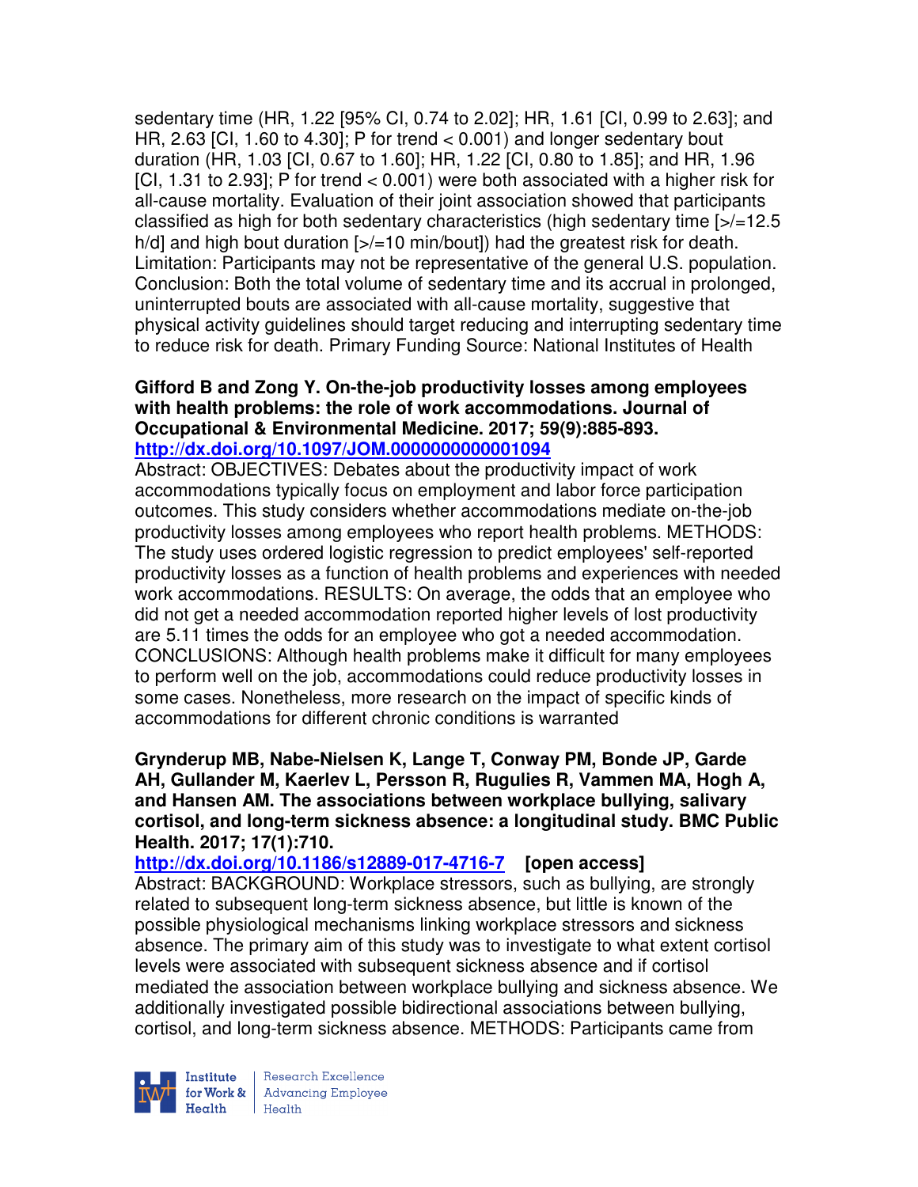sedentary time (HR, 1.22 [95% CI, 0.74 to 2.02]; HR, 1.61 [CI, 0.99 to 2.63]; and HR, 2.63 [CI, 1.60 to 4.30]; P for trend < 0.001) and longer sedentary bout duration (HR, 1.03 [CI, 0.67 to 1.60]; HR, 1.22 [CI, 0.80 to 1.85]; and HR, 1.96 [CI, 1.31 to 2.93]; P for trend < 0.001) were both associated with a higher risk for all-cause mortality. Evaluation of their joint association showed that participants classified as high for both sedentary characteristics (high sedentary time [>/=12.5 h/d] and high bout duration [>/=10 min/bout]) had the greatest risk for death. Limitation: Participants may not be representative of the general U.S. population. Conclusion: Both the total volume of sedentary time and its accrual in prolonged, uninterrupted bouts are associated with all-cause mortality, suggestive that physical activity guidelines should target reducing and interrupting sedentary time to reduce risk for death. Primary Funding Source: National Institutes of Health

**Gifford B and Zong Y. On-the-job productivity losses among employees with health problems: the role of work accommodations. Journal of Occupational & Environmental Medicine. 2017; 59(9):885-893.**
**http://dx.doi.org/10.1097/JOM.0000000000001094**
Abstract: OBJECTIVES: Debates about the productivity impact of work accommodations typically focus on employment and labor force participation outcomes. This study considers whether accommodations mediate on-the-job productivity losses among employees who report health problems. METHODS: The study uses ordered logistic regression to predict employees' self-reported productivity losses as a function of health problems and experiences with needed work accommodations. RESULTS: On average, the odds that an employee who did not get a needed accommodation reported higher levels of lost productivity are 5.11 times the odds for an employee who got a needed accommodation. CONCLUSIONS: Although health problems make it difficult for many employees to perform well on the job, accommodations could reduce productivity losses in some cases. Nonetheless, more research on the impact of specific kinds of accommodations for different chronic conditions is warranted

**Grynderup MB, Nabe-Nielsen K, Lange T, Conway PM, Bonde JP, Garde AH, Gullander M, Kaerlev L, Persson R, Rugulies R, Vammen MA, Hogh A, and Hansen AM. The associations between workplace bullying, salivary cortisol, and long-term sickness absence: a longitudinal study. BMC Public Health. 2017; 17(1):710.**
**http://dx.doi.org/10.1186/s12889-017-4716-7 [open access]**
Abstract: BACKGROUND: Workplace stressors, such as bullying, are strongly related to subsequent long-term sickness absence, but little is known of the possible physiological mechanisms linking workplace stressors and sickness absence. The primary aim of this study was to investigate to what extent cortisol levels were associated with subsequent sickness absence and if cortisol mediated the association between workplace bullying and sickness absence. We additionally investigated possible bidirectional associations between bullying, cortisol, and long-term sickness absence. METHODS: Participants came from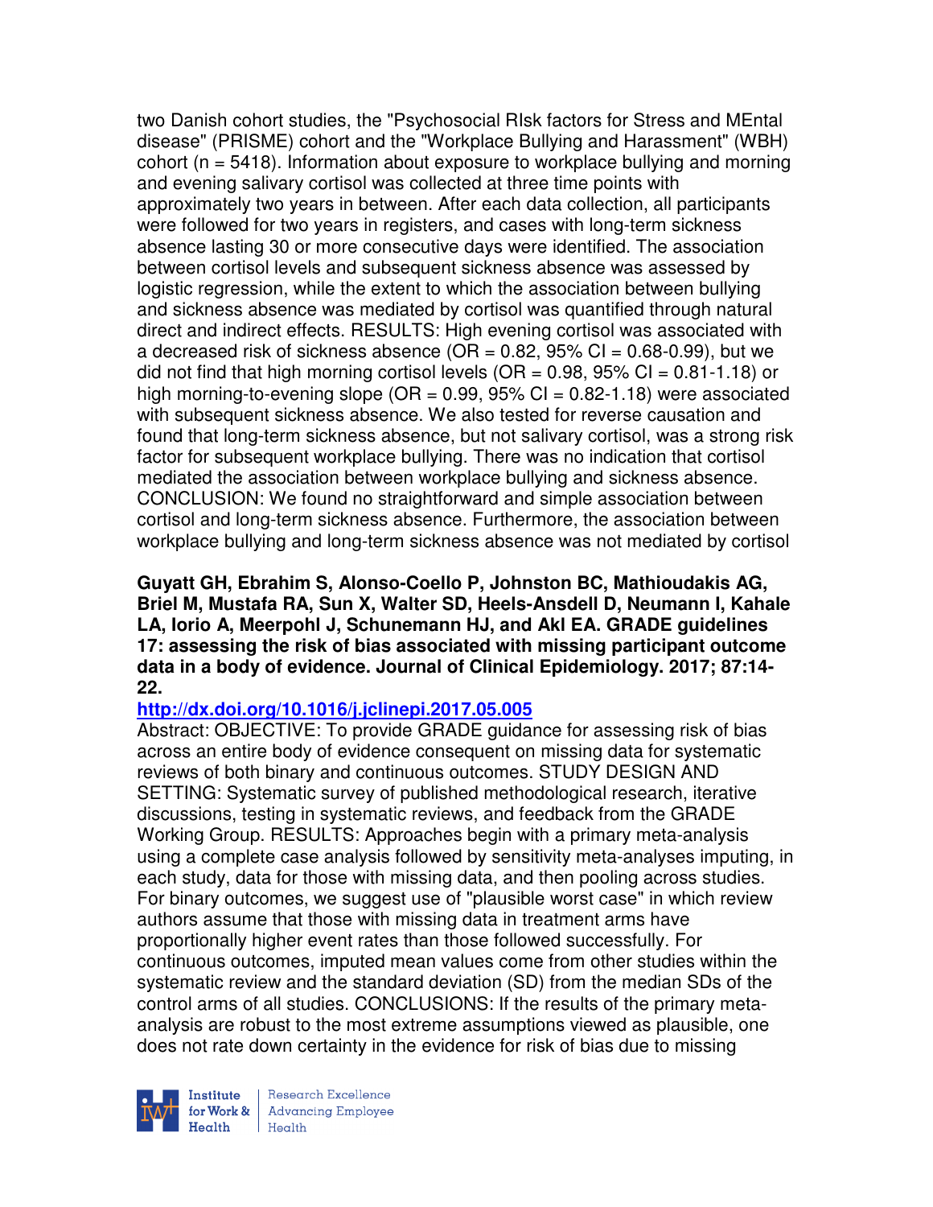two Danish cohort studies, the "Psychosocial RIsk factors for Stress and MEntal disease" (PRISME) cohort and the "Workplace Bullying and Harassment" (WBH) cohort (n = 5418). Information about exposure to workplace bullying and morning and evening salivary cortisol was collected at three time points with approximately two years in between. After each data collection, all participants were followed for two years in registers, and cases with long-term sickness absence lasting 30 or more consecutive days were identified. The association between cortisol levels and subsequent sickness absence was assessed by logistic regression, while the extent to which the association between bullying and sickness absence was mediated by cortisol was quantified through natural direct and indirect effects. RESULTS: High evening cortisol was associated with a decreased risk of sickness absence (OR = 0.82, 95% CI = 0.68-0.99), but we did not find that high morning cortisol levels (OR = 0.98, 95% CI = 0.81-1.18) or high morning-to-evening slope (OR = 0.99, 95% CI = 0.82-1.18) were associated with subsequent sickness absence. We also tested for reverse causation and found that long-term sickness absence, but not salivary cortisol, was a strong risk factor for subsequent workplace bullying. There was no indication that cortisol mediated the association between workplace bullying and sickness absence. CONCLUSION: We found no straightforward and simple association between cortisol and long-term sickness absence. Furthermore, the association between workplace bullying and long-term sickness absence was not mediated by cortisol

**Guyatt GH, Ebrahim S, Alonso-Coello P, Johnston BC, Mathioudakis AG, Briel M, Mustafa RA, Sun X, Walter SD, Heels-Ansdell D, Neumann I, Kahale LA, Iorio A, Meerpohl J, Schunemann HJ, and Akl EA. GRADE guidelines 17: assessing the risk of bias associated with missing participant outcome data in a body of evidence. Journal of Clinical Epidemiology. 2017; 87:14-22.**

**http://dx.doi.org/10.1016/j.jclinepi.2017.05.005**

Abstract: OBJECTIVE: To provide GRADE guidance for assessing risk of bias across an entire body of evidence consequent on missing data for systematic reviews of both binary and continuous outcomes. STUDY DESIGN AND SETTING: Systematic survey of published methodological research, iterative discussions, testing in systematic reviews, and feedback from the GRADE Working Group. RESULTS: Approaches begin with a primary meta-analysis using a complete case analysis followed by sensitivity meta-analyses imputing, in each study, data for those with missing data, and then pooling across studies. For binary outcomes, we suggest use of "plausible worst case" in which review authors assume that those with missing data in treatment arms have proportionally higher event rates than those followed successfully. For continuous outcomes, imputed mean values come from other studies within the systematic review and the standard deviation (SD) from the median SDs of the control arms of all studies. CONCLUSIONS: If the results of the primary meta-analysis are robust to the most extreme assumptions viewed as plausible, one does not rate down certainty in the evidence for risk of bias due to missing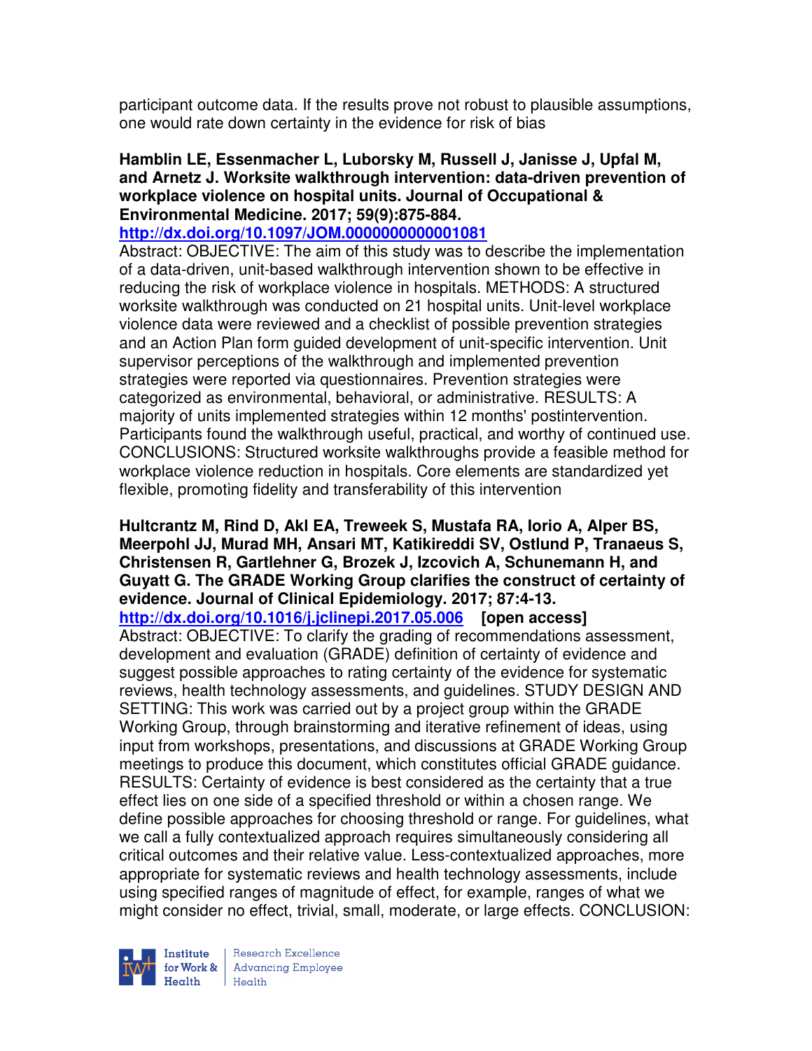participant outcome data. If the results prove not robust to plausible assumptions, one would rate down certainty in the evidence for risk of bias

**Hamblin LE, Essenmacher L, Luborsky M, Russell J, Janisse J, Upfal M, and Arnetz J. Worksite walkthrough intervention: data-driven prevention of workplace violence on hospital units. Journal of Occupational & Environmental Medicine. 2017; 59(9):875-884.**
**http://dx.doi.org/10.1097/JOM.0000000000001081**
Abstract: OBJECTIVE: The aim of this study was to describe the implementation of a data-driven, unit-based walkthrough intervention shown to be effective in reducing the risk of workplace violence in hospitals. METHODS: A structured worksite walkthrough was conducted on 21 hospital units. Unit-level workplace violence data were reviewed and a checklist of possible prevention strategies and an Action Plan form guided development of unit-specific intervention. Unit supervisor perceptions of the walkthrough and implemented prevention strategies were reported via questionnaires. Prevention strategies were categorized as environmental, behavioral, or administrative. RESULTS: A majority of units implemented strategies within 12 months' postintervention. Participants found the walkthrough useful, practical, and worthy of continued use. CONCLUSIONS: Structured worksite walkthroughs provide a feasible method for workplace violence reduction in hospitals. Core elements are standardized yet flexible, promoting fidelity and transferability of this intervention

**Hultcrantz M, Rind D, Akl EA, Treweek S, Mustafa RA, Iorio A, Alper BS, Meerpohl JJ, Murad MH, Ansari MT, Katikireddi SV, Ostlund P, Tranaeus S, Christensen R, Gartlehner G, Brozek J, Izcovich A, Schunemann H, and Guyatt G. The GRADE Working Group clarifies the construct of certainty of evidence. Journal of Clinical Epidemiology. 2017; 87:4-13.**
**http://dx.doi.org/10.1016/j.jclinepi.2017.05.006 [open access]**
Abstract: OBJECTIVE: To clarify the grading of recommendations assessment, development and evaluation (GRADE) definition of certainty of evidence and suggest possible approaches to rating certainty of the evidence for systematic reviews, health technology assessments, and guidelines. STUDY DESIGN AND SETTING: This work was carried out by a project group within the GRADE Working Group, through brainstorming and iterative refinement of ideas, using input from workshops, presentations, and discussions at GRADE Working Group meetings to produce this document, which constitutes official GRADE guidance. RESULTS: Certainty of evidence is best considered as the certainty that a true effect lies on one side of a specified threshold or within a chosen range. We define possible approaches for choosing threshold or range. For guidelines, what we call a fully contextualized approach requires simultaneously considering all critical outcomes and their relative value. Less-contextualized approaches, more appropriate for systematic reviews and health technology assessments, include using specified ranges of magnitude of effect, for example, ranges of what we might consider no effect, trivial, small, moderate, or large effects. CONCLUSION: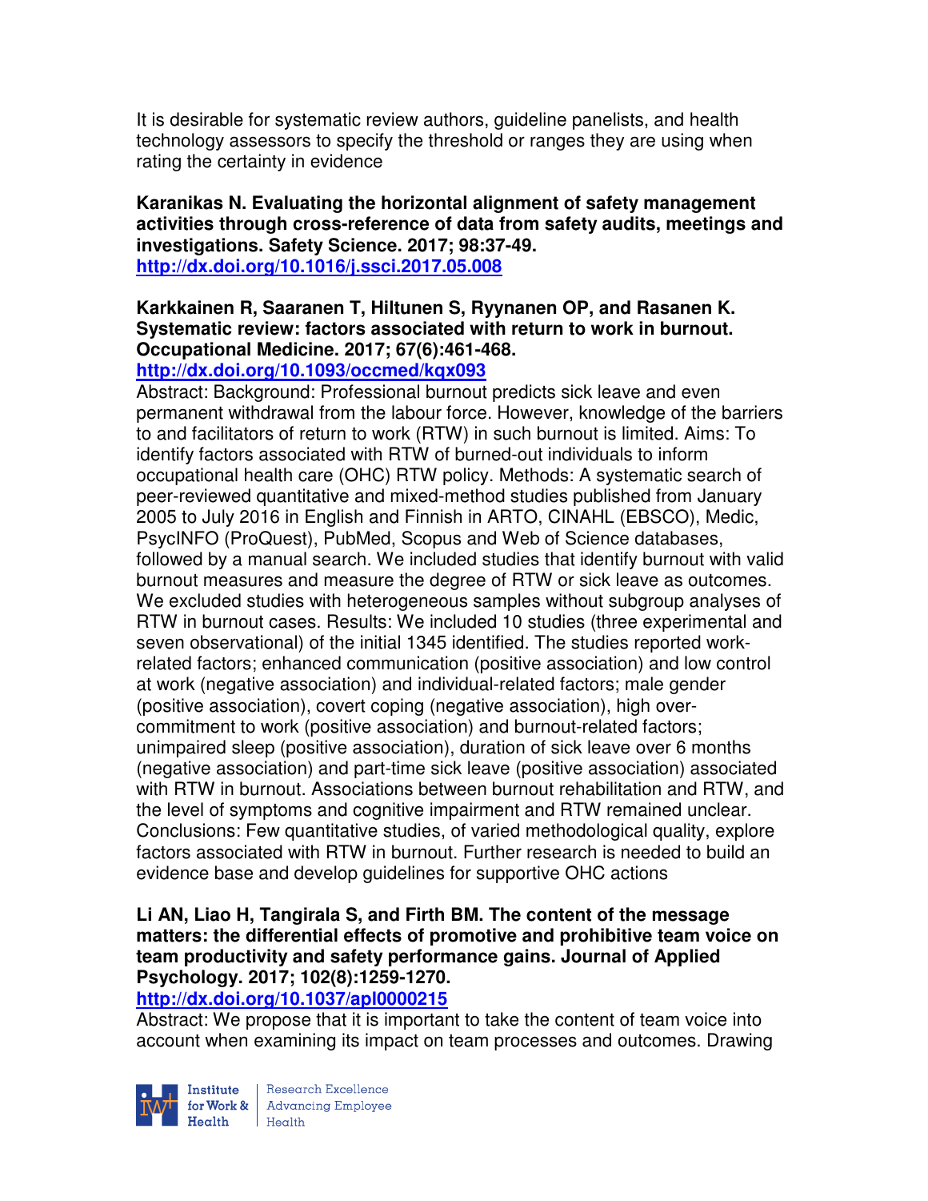It is desirable for systematic review authors, guideline panelists, and health technology assessors to specify the threshold or ranges they are using when rating the certainty in evidence

**Karanikas N. Evaluating the horizontal alignment of safety management activities through cross-reference of data from safety audits, meetings and investigations. Safety Science. 2017; 98:37-49.**
**http://dx.doi.org/10.1016/j.ssci.2017.05.008**

**Karkkainen R, Saaranen T, Hiltunen S, Ryynanen OP, and Rasanen K. Systematic review: factors associated with return to work in burnout. Occupational Medicine. 2017; 67(6):461-468.**
**http://dx.doi.org/10.1093/occmed/kqx093**
Abstract: Background: Professional burnout predicts sick leave and even permanent withdrawal from the labour force. However, knowledge of the barriers to and facilitators of return to work (RTW) in such burnout is limited. Aims: To identify factors associated with RTW of burned-out individuals to inform occupational health care (OHC) RTW policy. Methods: A systematic search of peer-reviewed quantitative and mixed-method studies published from January 2005 to July 2016 in English and Finnish in ARTO, CINAHL (EBSCO), Medic, PsycINFO (ProQuest), PubMed, Scopus and Web of Science databases, followed by a manual search. We included studies that identify burnout with valid burnout measures and measure the degree of RTW or sick leave as outcomes. We excluded studies with heterogeneous samples without subgroup analyses of RTW in burnout cases. Results: We included 10 studies (three experimental and seven observational) of the initial 1345 identified. The studies reported work-related factors; enhanced communication (positive association) and low control at work (negative association) and individual-related factors; male gender (positive association), covert coping (negative association), high over-commitment to work (positive association) and burnout-related factors; unimpaired sleep (positive association), duration of sick leave over 6 months (negative association) and part-time sick leave (positive association) associated with RTW in burnout. Associations between burnout rehabilitation and RTW, and the level of symptoms and cognitive impairment and RTW remained unclear. Conclusions: Few quantitative studies, of varied methodological quality, explore factors associated with RTW in burnout. Further research is needed to build an evidence base and develop guidelines for supportive OHC actions

**Li AN, Liao H, Tangirala S, and Firth BM. The content of the message matters: the differential effects of promotive and prohibitive team voice on team productivity and safety performance gains. Journal of Applied Psychology. 2017; 102(8):1259-1270.**
**http://dx.doi.org/10.1037/apl0000215**
Abstract: We propose that it is important to take the content of team voice into account when examining its impact on team processes and outcomes. Drawing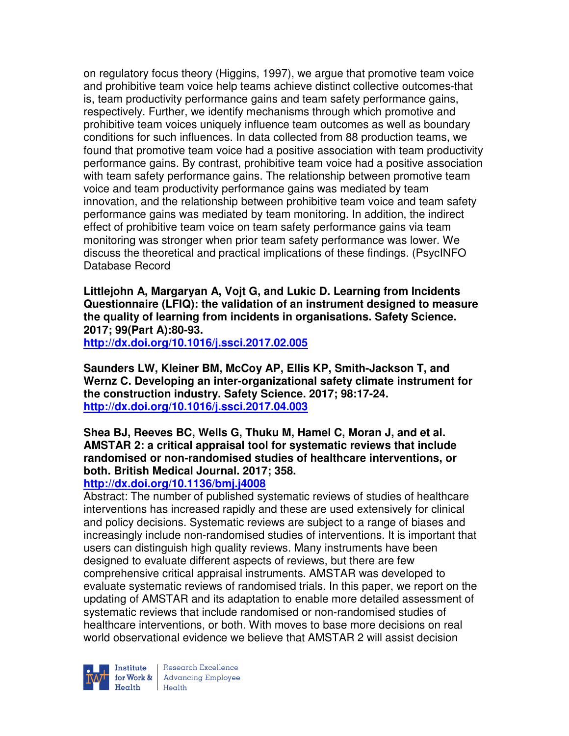on regulatory focus theory (Higgins, 1997), we argue that promotive team voice and prohibitive team voice help teams achieve distinct collective outcomes-that is, team productivity performance gains and team safety performance gains, respectively. Further, we identify mechanisms through which promotive and prohibitive team voices uniquely influence team outcomes as well as boundary conditions for such influences. In data collected from 88 production teams, we found that promotive team voice had a positive association with team productivity performance gains. By contrast, prohibitive team voice had a positive association with team safety performance gains. The relationship between promotive team voice and team productivity performance gains was mediated by team innovation, and the relationship between prohibitive team voice and team safety performance gains was mediated by team monitoring. In addition, the indirect effect of prohibitive team voice on team safety performance gains via team monitoring was stronger when prior team safety performance was lower. We discuss the theoretical and practical implications of these findings. (PsycINFO Database Record

**Littlejohn A, Margaryan A, Vojt G, and Lukic D. Learning from Incidents Questionnaire (LFIQ): the validation of an instrument designed to measure the quality of learning from incidents in organisations. Safety Science. 2017; 99(Part A):80-93.**
**http://dx.doi.org/10.1016/j.ssci.2017.02.005**

**Saunders LW, Kleiner BM, McCoy AP, Ellis KP, Smith-Jackson T, and Wernz C. Developing an inter-organizational safety climate instrument for the construction industry. Safety Science. 2017; 98:17-24.**
**http://dx.doi.org/10.1016/j.ssci.2017.04.003**

**Shea BJ, Reeves BC, Wells G, Thuku M, Hamel C, Moran J, and et al. AMSTAR 2: a critical appraisal tool for systematic reviews that include randomised or non-randomised studies of healthcare interventions, or both. British Medical Journal. 2017; 358.**
**http://dx.doi.org/10.1136/bmj.j4008**

Abstract: The number of published systematic reviews of studies of healthcare interventions has increased rapidly and these are used extensively for clinical and policy decisions. Systematic reviews are subject to a range of biases and increasingly include non-randomised studies of interventions. It is important that users can distinguish high quality reviews. Many instruments have been designed to evaluate different aspects of reviews, but there are few comprehensive critical appraisal instruments. AMSTAR was developed to evaluate systematic reviews of randomised trials. In this paper, we report on the updating of AMSTAR and its adaptation to enable more detailed assessment of systematic reviews that include randomised or non-randomised studies of healthcare interventions, or both. With moves to base more decisions on real world observational evidence we believe that AMSTAR 2 will assist decision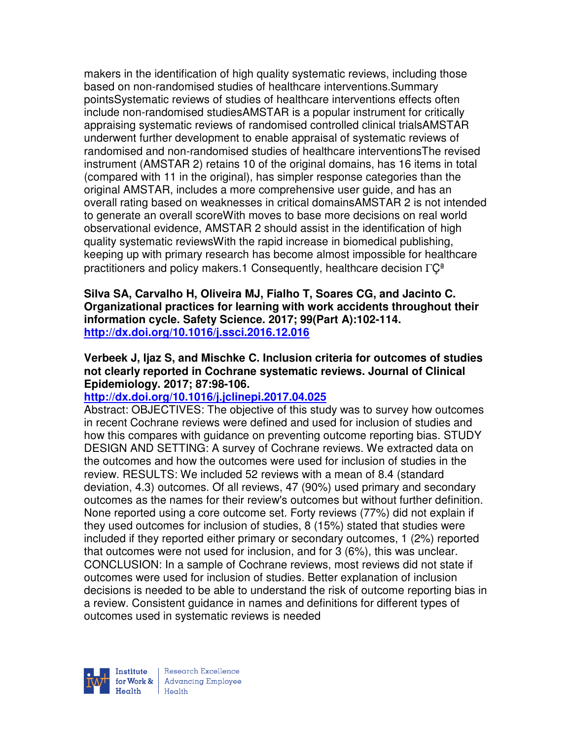makers in the identification of high quality systematic reviews, including those based on non-randomised studies of healthcare interventions.Summary pointsSystematic reviews of studies of healthcare interventions effects often include non-randomised studiesAMSTAR is a popular instrument for critically appraising systematic reviews of randomised controlled clinical trialsAMSTAR underwent further development to enable appraisal of systematic reviews of randomised and non-randomised studies of healthcare interventionsThe revised instrument (AMSTAR 2) retains 10 of the original domains, has 16 items in total (compared with 11 in the original), has simpler response categories than the original AMSTAR, includes a more comprehensive user guide, and has an overall rating based on weaknesses in critical domainsAMSTAR 2 is not intended to generate an overall scoreWith moves to base more decisions on real world observational evidence, AMSTAR 2 should assist in the identification of high quality systematic reviewsWith the rapid increase in biomedical publishing, keeping up with primary research has become almost impossible for healthcare practitioners and policy makers.1 Consequently, healthcare decision ΓÇª

**Silva SA, Carvalho H, Oliveira MJ, Fialho T, Soares CG, and Jacinto C. Organizational practices for learning with work accidents throughout their information cycle. Safety Science. 2017; 99(Part A):102-114.**
**http://dx.doi.org/10.1016/j.ssci.2016.12.016**

**Verbeek J, Ijaz S, and Mischke C. Inclusion criteria for outcomes of studies not clearly reported in Cochrane systematic reviews. Journal of Clinical Epidemiology. 2017; 87:98-106.**
**http://dx.doi.org/10.1016/j.jclinepi.2017.04.025**
Abstract: OBJECTIVES: The objective of this study was to survey how outcomes in recent Cochrane reviews were defined and used for inclusion of studies and how this compares with guidance on preventing outcome reporting bias. STUDY DESIGN AND SETTING: A survey of Cochrane reviews. We extracted data on the outcomes and how the outcomes were used for inclusion of studies in the review. RESULTS: We included 52 reviews with a mean of 8.4 (standard deviation, 4.3) outcomes. Of all reviews, 47 (90%) used primary and secondary outcomes as the names for their review's outcomes but without further definition. None reported using a core outcome set. Forty reviews (77%) did not explain if they used outcomes for inclusion of studies, 8 (15%) stated that studies were included if they reported either primary or secondary outcomes, 1 (2%) reported that outcomes were not used for inclusion, and for 3 (6%), this was unclear. CONCLUSION: In a sample of Cochrane reviews, most reviews did not state if outcomes were used for inclusion of studies. Better explanation of inclusion decisions is needed to be able to understand the risk of outcome reporting bias in a review. Consistent guidance in names and definitions for different types of outcomes used in systematic reviews is needed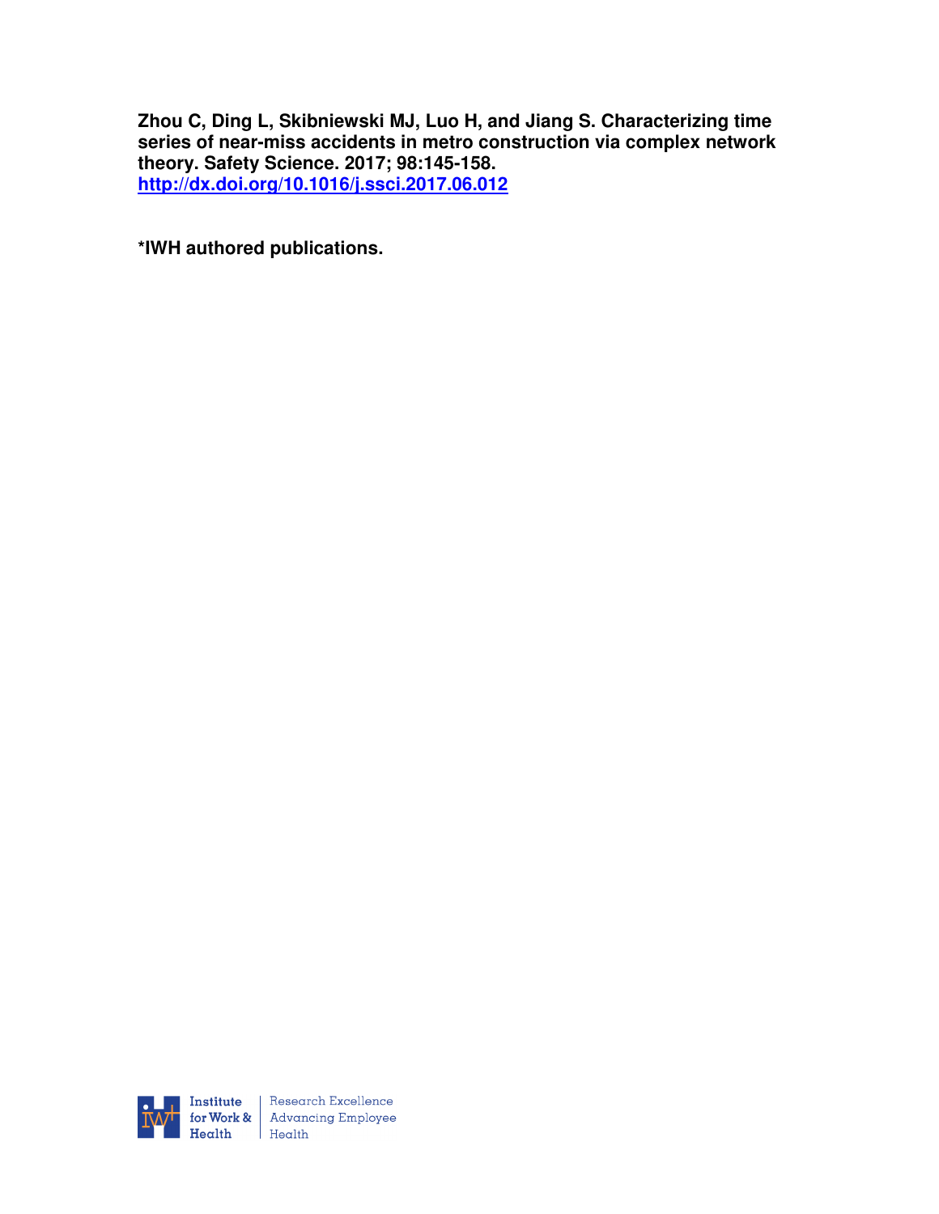**Zhou C, Ding L, Skibniewski MJ, Luo H, and Jiang S. Characterizing time series of near-miss accidents in metro construction via complex network theory. Safety Science. 2017; 98:145-158.**
**http://dx.doi.org/10.1016/j.ssci.2017.06.012**

***IWH authored publications.**

Institute for Work & Health | Research Excellence Advancing Employee Health